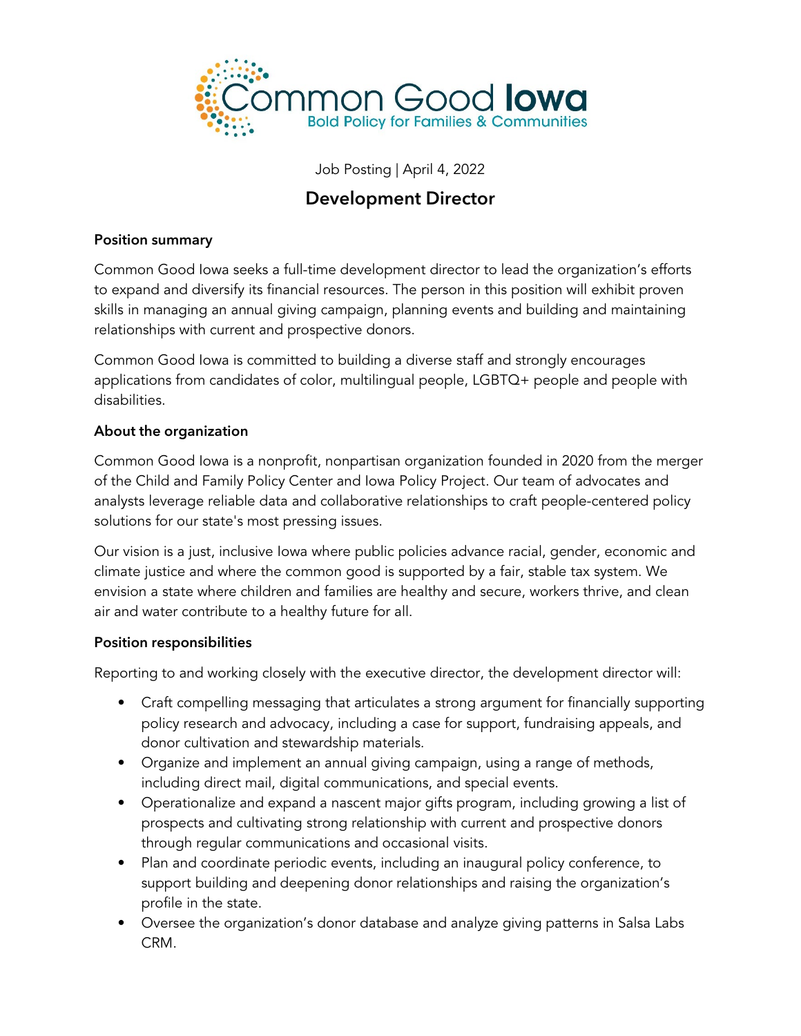Common Good Iowa
Bold Policy for Families & Communities

Job Posting | April 4, 2022

# Development Director

**Position summary**

Common Good Iowa seeks a full-time development director to lead the organization's efforts to expand and diversify its financial resources. The person in this position will exhibit proven skills in managing an annual giving campaign, planning events and building and maintaining relationships with current and prospective donors.

Common Good Iowa is committed to building a diverse staff and strongly encourages applications from candidates of color, multilingual people, LGBTQ+ people and people with disabilities.

**About the organization**

Common Good Iowa is a nonprofit, nonpartisan organization founded in 2020 from the merger of the Child and Family Policy Center and Iowa Policy Project. Our team of advocates and analysts leverage reliable data and collaborative relationships to craft people-centered policy solutions for our state's most pressing issues.

Our vision is a just, inclusive Iowa where public policies advance racial, gender, economic and climate justice and where the common good is supported by a fair, stable tax system. We envision a state where children and families are healthy and secure, workers thrive, and clean air and water contribute to a healthy future for all.

**Position responsibilities**

Reporting to and working closely with the executive director, the development director will:

- Craft compelling messaging that articulates a strong argument for financially supporting policy research and advocacy, including a case for support, fundraising appeals, and donor cultivation and stewardship materials.
- Organize and implement an annual giving campaign, using a range of methods, including direct mail, digital communications, and special events.
- Operationalize and expand a nascent major gifts program, including growing a list of prospects and cultivating strong relationship with current and prospective donors through regular communications and occasional visits.
- Plan and coordinate periodic events, including an inaugural policy conference, to support building and deepening donor relationships and raising the organization's profile in the state.
- Oversee the organization's donor database and analyze giving patterns in Salsa Labs CRM.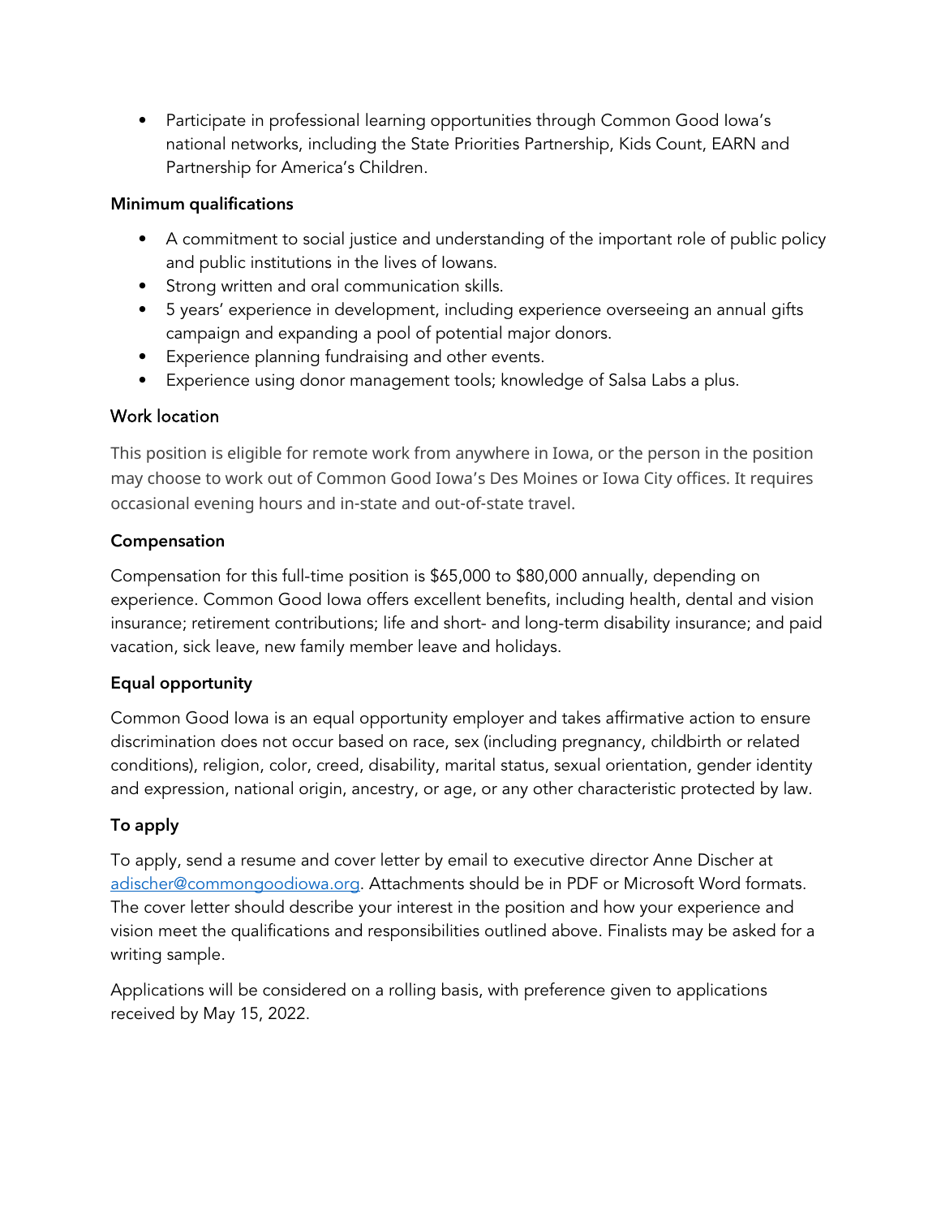- Participate in professional learning opportunities through Common Good Iowa's national networks, including the State Priorities Partnership, Kids Count, EARN and Partnership for America's Children.

### Minimum qualifications

- A commitment to social justice and understanding of the important role of public policy and public institutions in the lives of Iowans.
- Strong written and oral communication skills.
- 5 years' experience in development, including experience overseeing an annual gifts campaign and expanding a pool of potential major donors.
- Experience planning fundraising and other events.
- Experience using donor management tools; knowledge of Salsa Labs a plus.

### Work location

This position is eligible for remote work from anywhere in Iowa, or the person in the position may choose to work out of Common Good Iowa's Des Moines or Iowa City offices. It requires occasional evening hours and in-state and out-of-state travel.

### Compensation

Compensation for this full-time position is $65,000 to $80,000 annually, depending on experience. Common Good Iowa offers excellent benefits, including health, dental and vision insurance; retirement contributions; life and short- and long-term disability insurance; and paid vacation, sick leave, new family member leave and holidays.

### Equal opportunity

Common Good Iowa is an equal opportunity employer and takes affirmative action to ensure discrimination does not occur based on race, sex (including pregnancy, childbirth or related conditions), religion, color, creed, disability, marital status, sexual orientation, gender identity and expression, national origin, ancestry, or age, or any other characteristic protected by law.

### To apply

To apply, send a resume and cover letter by email to executive director Anne Discher at [adischer@commongoodiowa.org](mailto:adischer@commongoodiowa.org). Attachments should be in PDF or Microsoft Word formats. The cover letter should describe your interest in the position and how your experience and vision meet the qualifications and responsibilities outlined above. Finalists may be asked for a writing sample.

Applications will be considered on a rolling basis, with preference given to applications received by May 15, 2022.